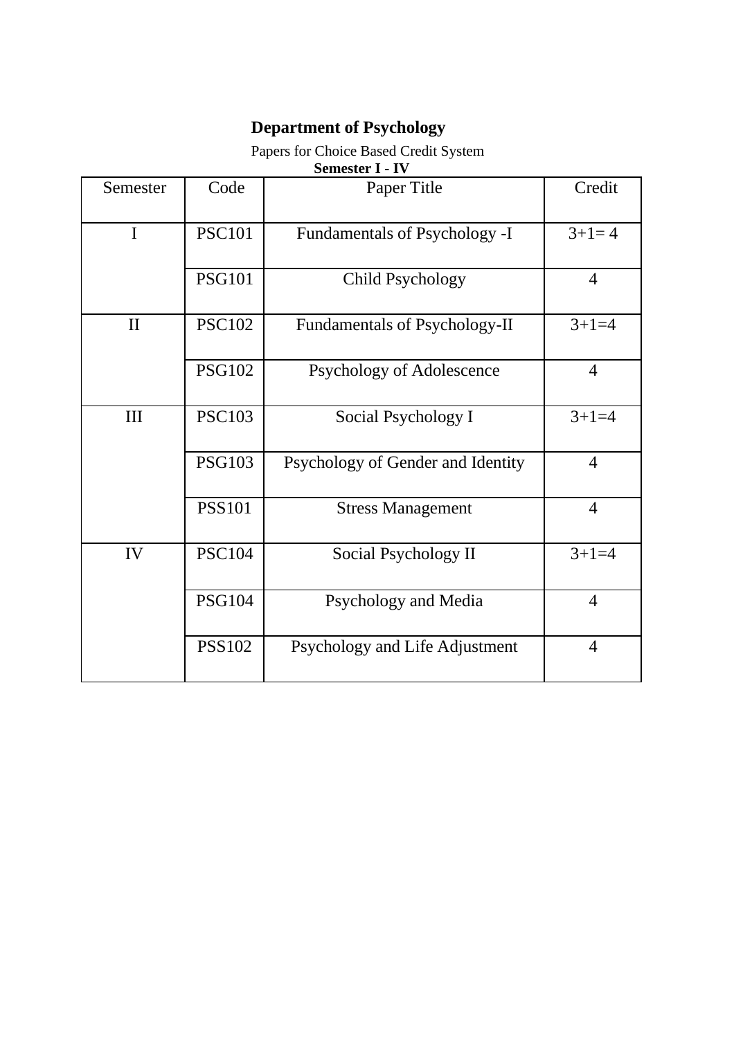# Department of Psychology

Papers for Choice Based Credit System

**Semester I - IV**

| Semester | Code | Paper Title | Credit |
|---|---|---|---|
| I | PSC101 | Fundamentals of Psychology -I | 3+1= 4 |
| | PSG101 | Child Psychology | 4 |
| II | PSC102 | Fundamentals of Psychology-II | 3+1=4 |
| | PSG102 | Psychology of Adolescence | 4 |
| III | PSC103 | Social Psychology I | 3+1=4 |
| | PSG103 | Psychology of Gender and Identity | 4 |
| | PSS101 | Stress Management | 4 |
| IV | PSC104 | Social Psychology II | 3+1=4 |
| | PSG104 | Psychology and Media | 4 |
| | PSS102 | Psychology and Life Adjustment | 4 |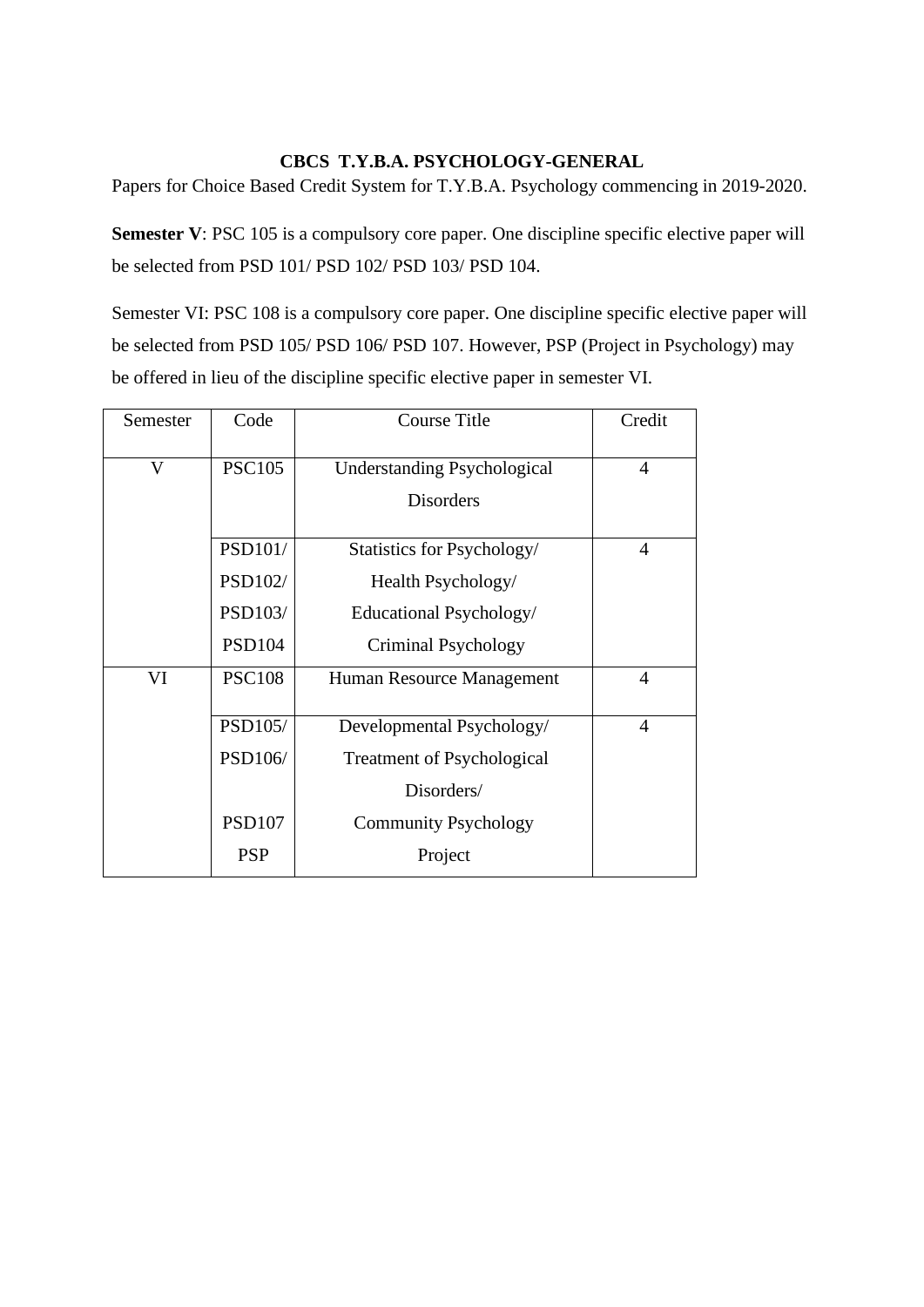**CBCS T.Y.B.A. PSYCHOLOGY-GENERAL**

Papers for Choice Based Credit System for T.Y.B.A. Psychology commencing in 2019-2020.

**Semester V**: PSC 105 is a compulsory core paper. One discipline specific elective paper will be selected from PSD 101/ PSD 102/ PSD 103/ PSD 104.

Semester VI: PSC 108 is a compulsory core paper. One discipline specific elective paper will be selected from PSD 105/ PSD 106/ PSD 107. However, PSP (Project in Psychology) may be offered in lieu of the discipline specific elective paper in semester VI.

| Semester | Code | Course Title | Credit |
|---|---|---|---|
| V | PSC105 | Understanding Psychological Disorders | 4 |
| | PSD101/ PSD102/ PSD103/ PSD104 | Statistics for Psychology/ Health Psychology/ Educational Psychology/ Criminal Psychology | 4 |
| VI | PSC108 | Human Resource Management | 4 |
| | PSD105/ PSD106/ PSD107 PSP | Developmental Psychology/ Treatment of Psychological Disorders/ Community Psychology Project | 4 |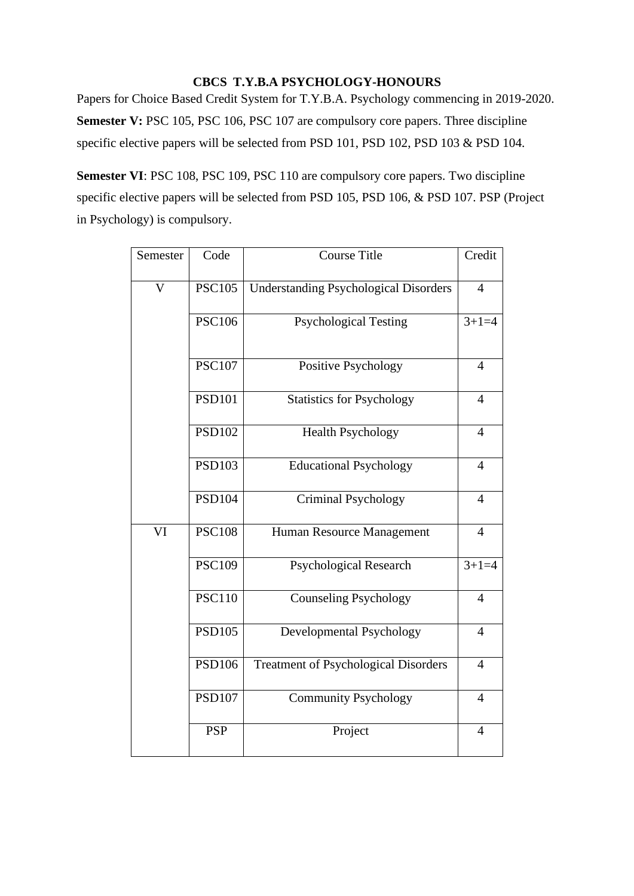# CBCS T.Y.B.A PSYCHOLOGY-HONOURS

Papers for Choice Based Credit System for T.Y.B.A. Psychology commencing in 2019-2020.

**Semester V:** PSC 105, PSC 106, PSC 107 are compulsory core papers. Three discipline specific elective papers will be selected from PSD 101, PSD 102, PSD 103 & PSD 104.

**Semester VI**: PSC 108, PSC 109, PSC 110 are compulsory core papers. Two discipline specific elective papers will be selected from PSD 105, PSD 106, & PSD 107. PSP (Project in Psychology) is compulsory.

| Semester | Code | Course Title | Credit |
|---|---|---|---|
| V | PSC105 | Understanding Psychological Disorders | 4 |
| | PSC106 | Psychological Testing | 3+1=4 |
| | PSC107 | Positive Psychology | 4 |
| | PSD101 | Statistics for Psychology | 4 |
| | PSD102 | Health Psychology | 4 |
| | PSD103 | Educational Psychology | 4 |
| | PSD104 | Criminal Psychology | 4 |
| VI | PSC108 | Human Resource Management | 4 |
| | PSC109 | Psychological Research | 3+1=4 |
| | PSC110 | Counseling Psychology | 4 |
| | PSD105 | Developmental Psychology | 4 |
| | PSD106 | Treatment of Psychological Disorders | 4 |
| | PSD107 | Community Psychology | 4 |
| | PSP | Project | 4 |